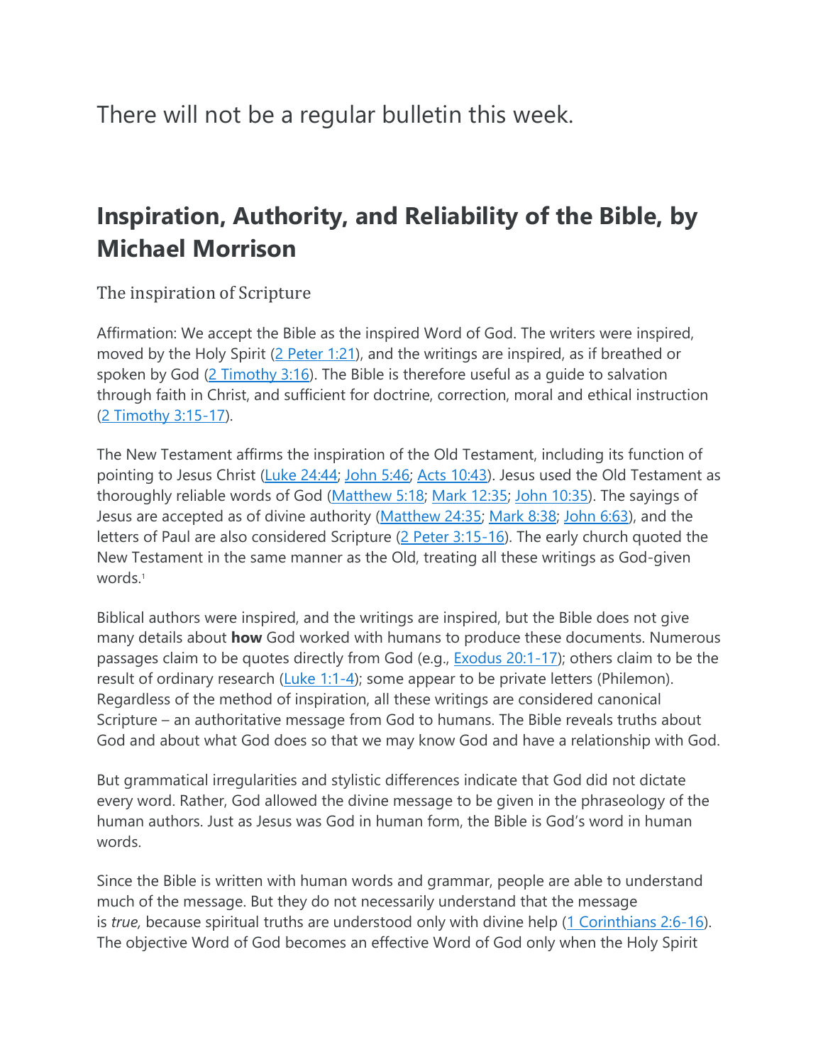There will not be a regular bulletin this week.

# Inspiration, Authority, and Reliability of the Bible, by Michael Morrison

## The inspiration of Scripture

Affirmation: We accept the Bible as the inspired Word of God. The writers were inspired, moved by the Holy Spirit (2 Peter 1:21), and the writings are inspired, as if breathed or spoken by God (2 Timothy 3:16). The Bible is therefore useful as a guide to salvation through faith in Christ, and sufficient for doctrine, correction, moral and ethical instruction (2 Timothy 3:15-17).

The New Testament affirms the inspiration of the Old Testament, including its function of pointing to Jesus Christ (Luke 24:44; John 5:46; Acts 10:43). Jesus used the Old Testament as thoroughly reliable words of God (Matthew 5:18; Mark 12:35; John 10:35). The sayings of Jesus are accepted as of divine authority (Matthew 24:35; Mark 8:38; John 6:63), and the letters of Paul are also considered Scripture (2 Peter 3:15-16). The early church quoted the New Testament in the same manner as the Old, treating all these writings as God-given words.[1]

Biblical authors were inspired, and the writings are inspired, but the Bible does not give many details about **how** God worked with humans to produce these documents. Numerous passages claim to be quotes directly from God (e.g., Exodus 20:1-17); others claim to be the result of ordinary research (Luke 1:1-4); some appear to be private letters (Philemon). Regardless of the method of inspiration, all these writings are considered canonical Scripture – an authoritative message from God to humans. The Bible reveals truths about God and about what God does so that we may know God and have a relationship with God.

But grammatical irregularities and stylistic differences indicate that God did not dictate every word. Rather, God allowed the divine message to be given in the phraseology of the human authors. Just as Jesus was God in human form, the Bible is God's word in human words.

Since the Bible is written with human words and grammar, people are able to understand much of the message. But they do not necessarily understand that the message is *true,* because spiritual truths are understood only with divine help (1 Corinthians 2:6-16). The objective Word of God becomes an effective Word of God only when the Holy Spirit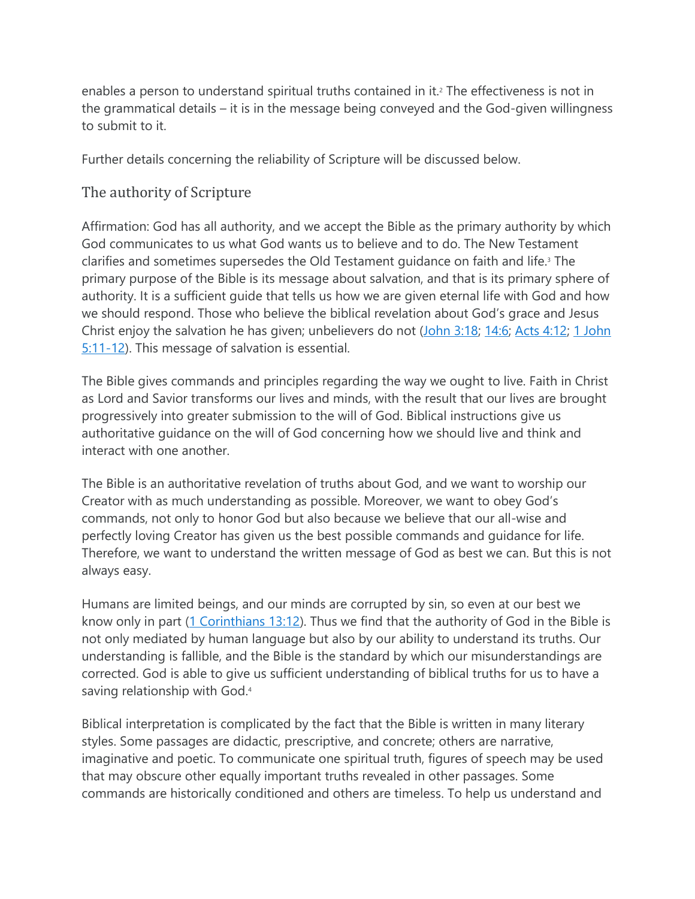enables a person to understand spiritual truths contained in it.[2] The effectiveness is not in the grammatical details – it is in the message being conveyed and the God-given willingness to submit to it.

Further details concerning the reliability of Scripture will be discussed below.

## The authority of Scripture

Affirmation: God has all authority, and we accept the Bible as the primary authority by which God communicates to us what God wants us to believe and to do. The New Testament clarifies and sometimes supersedes the Old Testament guidance on faith and life.[3] The primary purpose of the Bible is its message about salvation, and that is its primary sphere of authority. It is a sufficient guide that tells us how we are given eternal life with God and how we should respond. Those who believe the biblical revelation about God's grace and Jesus Christ enjoy the salvation he has given; unbelievers do not (John 3:18; 14:6; Acts 4:12; 1 John 5:11-12). This message of salvation is essential.

The Bible gives commands and principles regarding the way we ought to live. Faith in Christ as Lord and Savior transforms our lives and minds, with the result that our lives are brought progressively into greater submission to the will of God. Biblical instructions give us authoritative guidance on the will of God concerning how we should live and think and interact with one another.

The Bible is an authoritative revelation of truths about God, and we want to worship our Creator with as much understanding as possible. Moreover, we want to obey God's commands, not only to honor God but also because we believe that our all-wise and perfectly loving Creator has given us the best possible commands and guidance for life. Therefore, we want to understand the written message of God as best we can. But this is not always easy.

Humans are limited beings, and our minds are corrupted by sin, so even at our best we know only in part (1 Corinthians 13:12). Thus we find that the authority of God in the Bible is not only mediated by human language but also by our ability to understand its truths. Our understanding is fallible, and the Bible is the standard by which our misunderstandings are corrected. God is able to give us sufficient understanding of biblical truths for us to have a saving relationship with God.[4]

Biblical interpretation is complicated by the fact that the Bible is written in many literary styles. Some passages are didactic, prescriptive, and concrete; others are narrative, imaginative and poetic. To communicate one spiritual truth, figures of speech may be used that may obscure other equally important truths revealed in other passages. Some commands are historically conditioned and others are timeless. To help us understand and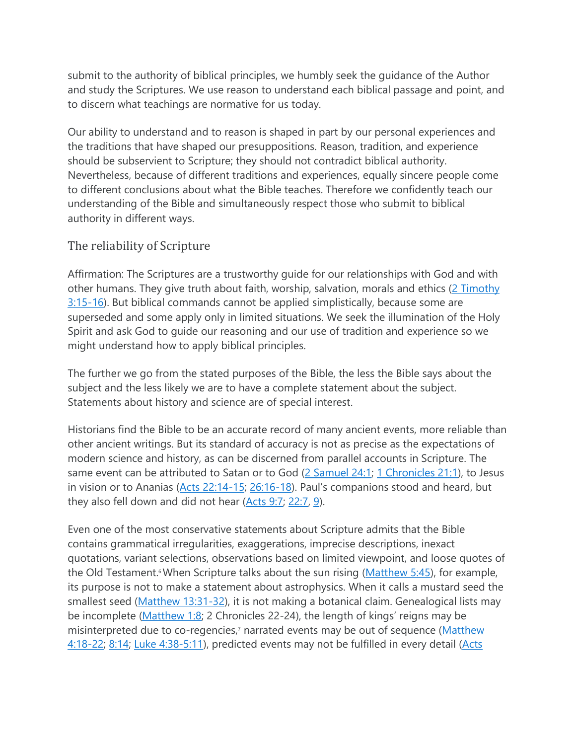submit to the authority of biblical principles, we humbly seek the guidance of the Author and study the Scriptures. We use reason to understand each biblical passage and point, and to discern what teachings are normative for us today.

Our ability to understand and to reason is shaped in part by our personal experiences and the traditions that have shaped our presuppositions. Reason, tradition, and experience should be subservient to Scripture; they should not contradict biblical authority. Nevertheless, because of different traditions and experiences, equally sincere people come to different conclusions about what the Bible teaches. Therefore we confidently teach our understanding of the Bible and simultaneously respect those who submit to biblical authority in different ways.

## The reliability of Scripture

Affirmation: The Scriptures are a trustworthy guide for our relationships with God and with other humans. They give truth about faith, worship, salvation, morals and ethics (2 Timothy 3:15-16). But biblical commands cannot be applied simplistically, because some are superseded and some apply only in limited situations. We seek the illumination of the Holy Spirit and ask God to guide our reasoning and our use of tradition and experience so we might understand how to apply biblical principles.

The further we go from the stated purposes of the Bible, the less the Bible says about the subject and the less likely we are to have a complete statement about the subject. Statements about history and science are of special interest.

Historians find the Bible to be an accurate record of many ancient events, more reliable than other ancient writings. But its standard of accuracy is not as precise as the expectations of modern science and history, as can be discerned from parallel accounts in Scripture. The same event can be attributed to Satan or to God (2 Samuel 24:1; 1 Chronicles 21:1), to Jesus in vision or to Ananias (Acts 22:14-15; 26:16-18). Paul's companions stood and heard, but they also fell down and did not hear (Acts 9:7; 22:7, 9).

Even one of the most conservative statements about Scripture admits that the Bible contains grammatical irregularities, exaggerations, imprecise descriptions, inexact quotations, variant selections, observations based on limited viewpoint, and loose quotes of the Old Testament.[6] When Scripture talks about the sun rising (Matthew 5:45), for example, its purpose is not to make a statement about astrophysics. When it calls a mustard seed the smallest seed (Matthew 13:31-32), it is not making a botanical claim. Genealogical lists may be incomplete (Matthew 1:8; 2 Chronicles 22-24), the length of kings' reigns may be misinterpreted due to co-regencies,[7] narrated events may be out of sequence (Matthew 4:18-22; 8:14; Luke 4:38-5:11), predicted events may not be fulfilled in every detail (Acts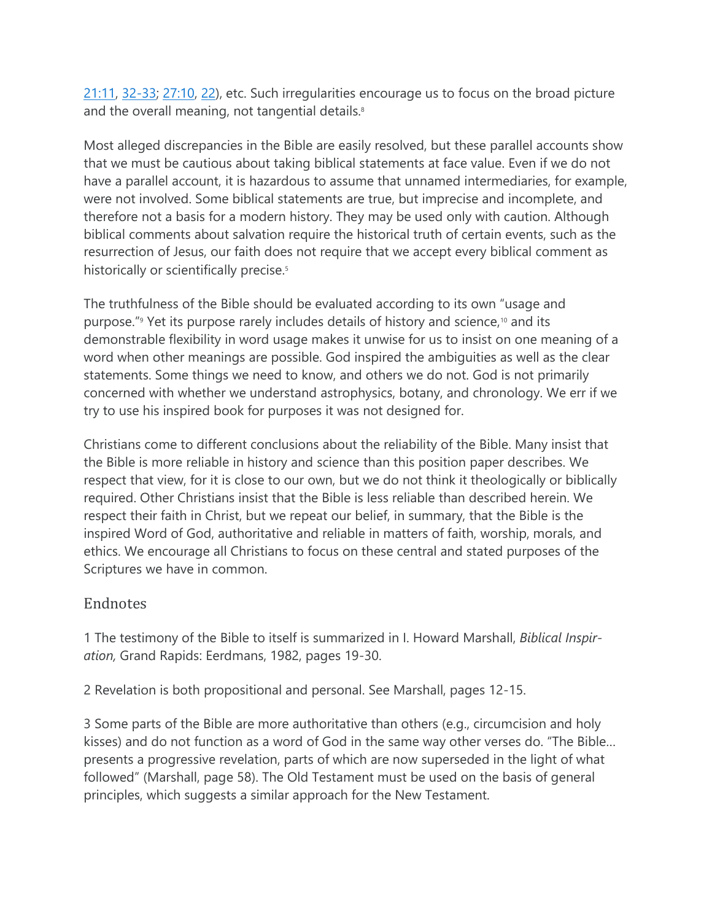21:11, 32-33; 27:10, 22), etc. Such irregularities encourage us to focus on the broad picture and the overall meaning, not tangential details.[8]

Most alleged discrepancies in the Bible are easily resolved, but these parallel accounts show that we must be cautious about taking biblical statements at face value. Even if we do not have a parallel account, it is hazardous to assume that unnamed intermediaries, for example, were not involved. Some biblical statements are true, but imprecise and incomplete, and therefore not a basis for a modern history. They may be used only with caution. Although biblical comments about salvation require the historical truth of certain events, such as the resurrection of Jesus, our faith does not require that we accept every biblical comment as historically or scientifically precise.[5]

The truthfulness of the Bible should be evaluated according to its own "usage and purpose."[9] Yet its purpose rarely includes details of history and science,[10] and its demonstrable flexibility in word usage makes it unwise for us to insist on one meaning of a word when other meanings are possible. God inspired the ambiguities as well as the clear statements. Some things we need to know, and others we do not. God is not primarily concerned with whether we understand astrophysics, botany, and chronology. We err if we try to use his inspired book for purposes it was not designed for.

Christians come to different conclusions about the reliability of the Bible. Many insist that the Bible is more reliable in history and science than this position paper describes. We respect that view, for it is close to our own, but we do not think it theologically or biblically required. Other Christians insist that the Bible is less reliable than described herein. We respect their faith in Christ, but we repeat our belief, in summary, that the Bible is the inspired Word of God, authoritative and reliable in matters of faith, worship, morals, and ethics. We encourage all Christians to focus on these central and stated purposes of the Scriptures we have in common.

## Endnotes

1 The testimony of the Bible to itself is summarized in I. Howard Marshall, *Biblical Inspiration,* Grand Rapids: Eerdmans, 1982, pages 19-30.

2 Revelation is both propositional and personal. See Marshall, pages 12-15.

3 Some parts of the Bible are more authoritative than others (e.g., circumcision and holy kisses) and do not function as a word of God in the same way other verses do. "The Bible… presents a progressive revelation, parts of which are now superseded in the light of what followed" (Marshall, page 58). The Old Testament must be used on the basis of general principles, which suggests a similar approach for the New Testament.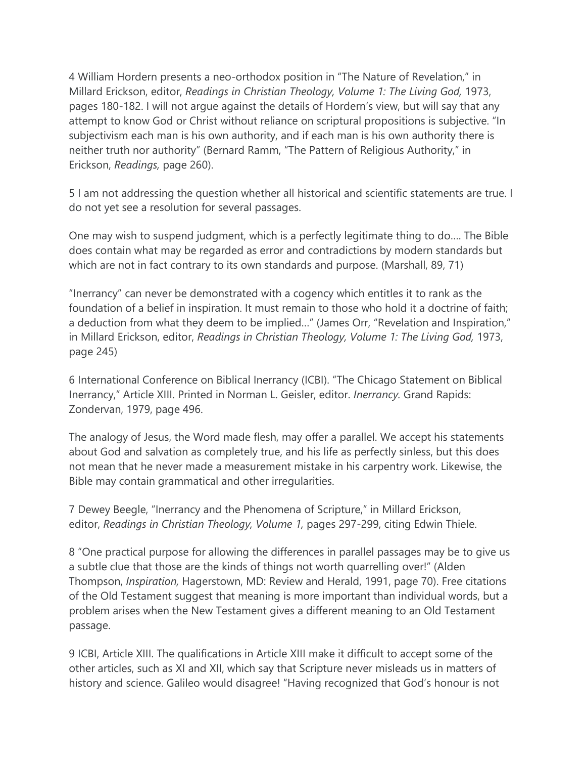4 William Hordern presents a neo-orthodox position in "The Nature of Revelation," in Millard Erickson, editor, *Readings in Christian Theology, Volume 1: The Living God,* 1973, pages 180-182. I will not argue against the details of Hordern's view, but will say that any attempt to know God or Christ without reliance on scriptural propositions is subjective. "In subjectivism each man is his own authority, and if each man is his own authority there is neither truth nor authority" (Bernard Ramm, "The Pattern of Religious Authority," in Erickson, *Readings,* page 260).

5 I am not addressing the question whether all historical and scientific statements are true. I do not yet see a resolution for several passages.

One may wish to suspend judgment, which is a perfectly legitimate thing to do…. The Bible does contain what may be regarded as error and contradictions by modern standards but which are not in fact contrary to its own standards and purpose. (Marshall, 89, 71)

"Inerrancy" can never be demonstrated with a cogency which entitles it to rank as the foundation of a belief in inspiration. It must remain to those who hold it a doctrine of faith; a deduction from what they deem to be implied…" (James Orr, "Revelation and Inspiration," in Millard Erickson, editor, *Readings in Christian Theology, Volume 1: The Living God,* 1973, page 245)

6 International Conference on Biblical Inerrancy (ICBI). "The Chicago Statement on Biblical Inerrancy," Article XIII. Printed in Norman L. Geisler, editor. *Inerrancy*. Grand Rapids: Zondervan, 1979, page 496.

The analogy of Jesus, the Word made flesh, may offer a parallel. We accept his statements about God and salvation as completely true, and his life as perfectly sinless, but this does not mean that he never made a measurement mistake in his carpentry work. Likewise, the Bible may contain grammatical and other irregularities.

7 Dewey Beegle, "Inerrancy and the Phenomena of Scripture," in Millard Erickson, editor, *Readings in Christian Theology, Volume 1,* pages 297-299, citing Edwin Thiele.

8 "One practical purpose for allowing the differences in parallel passages may be to give us a subtle clue that those are the kinds of things not worth quarrelling over!" (Alden Thompson, *Inspiration,* Hagerstown, MD: Review and Herald, 1991, page 70). Free citations of the Old Testament suggest that meaning is more important than individual words, but a problem arises when the New Testament gives a different meaning to an Old Testament passage.

9 ICBI, Article XIII. The qualifications in Article XIII make it difficult to accept some of the other articles, such as XI and XII, which say that Scripture never misleads us in matters of history and science. Galileo would disagree! "Having recognized that God's honour is not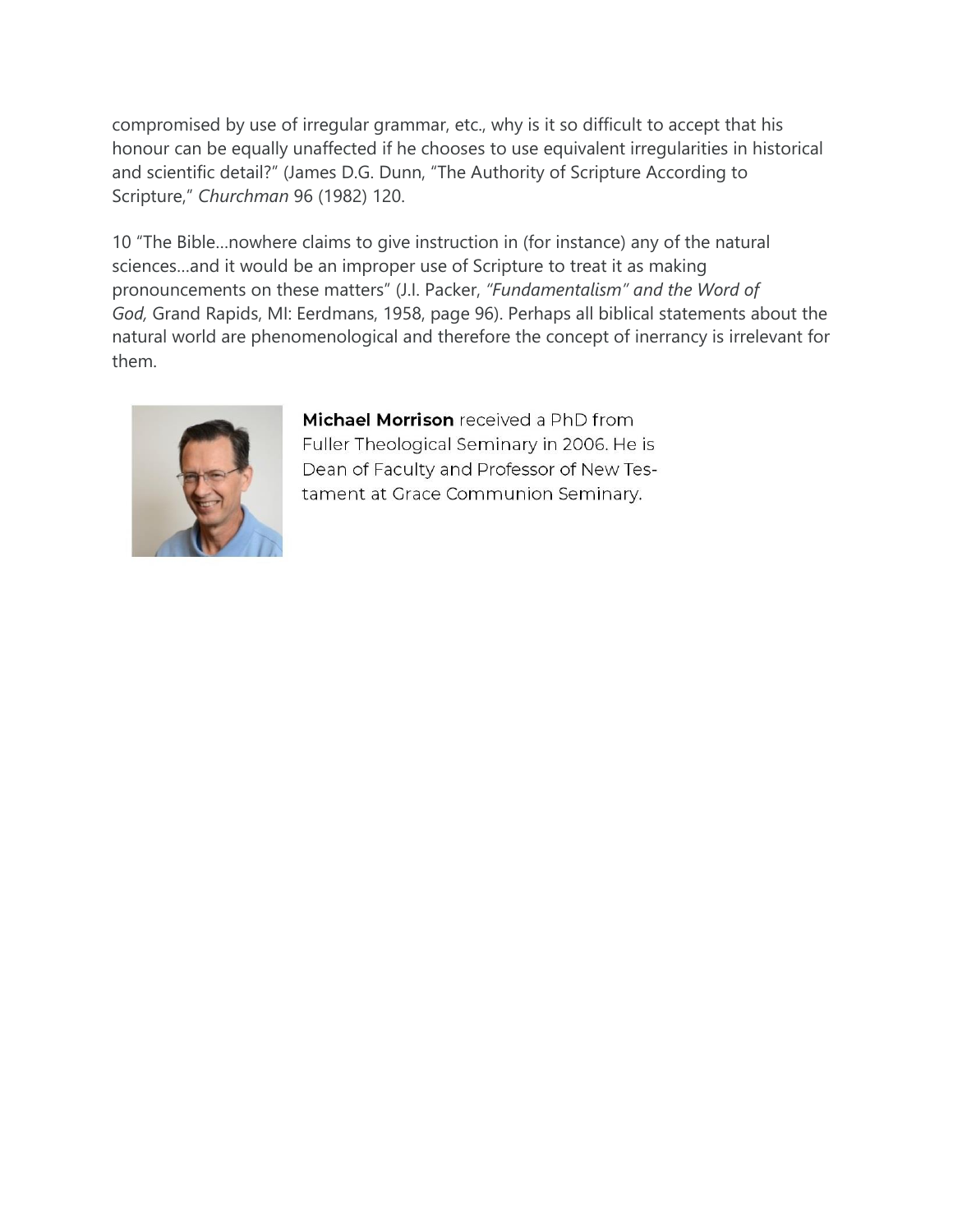compromised by use of irregular grammar, etc., why is it so difficult to accept that his honour can be equally unaffected if he chooses to use equivalent irregularities in historical and scientific detail?" (James D.G. Dunn, "The Authority of Scripture According to Scripture," *Churchman* 96 (1982) 120.

10 "The Bible…nowhere claims to give instruction in (for instance) any of the natural sciences…and it would be an improper use of Scripture to treat it as making pronouncements on these matters" (J.I. Packer, *"Fundamentalism" and the Word of God,* Grand Rapids, MI: Eerdmans, 1958, page 96). Perhaps all biblical statements about the natural world are phenomenological and therefore the concept of inerrancy is irrelevant for them.

**Michael Morrison** received a PhD from Fuller Theological Seminary in 2006. He is Dean of Faculty and Professor of New Testament at Grace Communion Seminary.